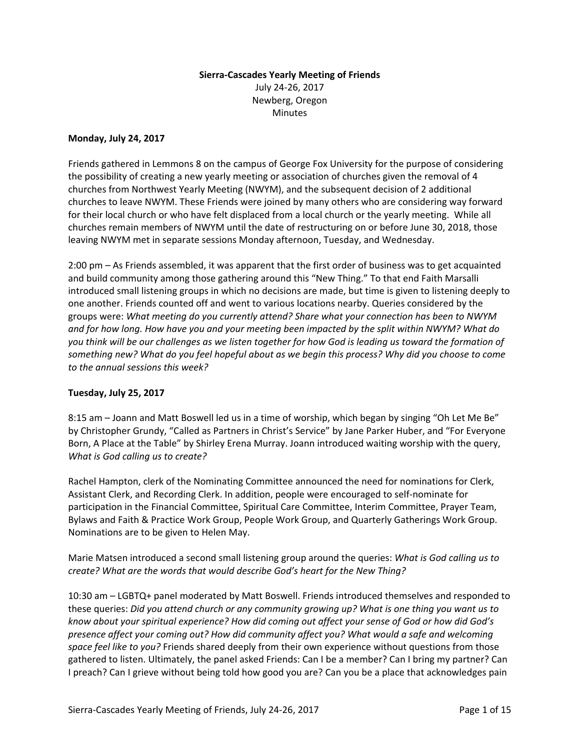**Sierra-Cascades Yearly Meeting of Friends**
July 24-26, 2017
Newberg, Oregon
Minutes

**Monday, July 24, 2017**

Friends gathered in Lemmons 8 on the campus of George Fox University for the purpose of considering the possibility of creating a new yearly meeting or association of churches given the removal of 4 churches from Northwest Yearly Meeting (NWYM), and the subsequent decision of 2 additional churches to leave NWYM. These Friends were joined by many others who are considering way forward for their local church or who have felt displaced from a local church or the yearly meeting. While all churches remain members of NWYM until the date of restructuring on or before June 30, 2018, those leaving NWYM met in separate sessions Monday afternoon, Tuesday, and Wednesday.

2:00 pm – As Friends assembled, it was apparent that the first order of business was to get acquainted and build community among those gathering around this "New Thing." To that end Faith Marsalli introduced small listening groups in which no decisions are made, but time is given to listening deeply to one another. Friends counted off and went to various locations nearby. Queries considered by the groups were: *What meeting do you currently attend? Share what your connection has been to NWYM and for how long. How have you and your meeting been impacted by the split within NWYM? What do you think will be our challenges as we listen together for how God is leading us toward the formation of something new? What do you feel hopeful about as we begin this process? Why did you choose to come to the annual sessions this week?*

**Tuesday, July 25, 2017**

8:15 am – Joann and Matt Boswell led us in a time of worship, which began by singing "Oh Let Me Be" by Christopher Grundy, "Called as Partners in Christ's Service" by Jane Parker Huber, and "For Everyone Born, A Place at the Table" by Shirley Erena Murray. Joann introduced waiting worship with the query, *What is God calling us to create?*

Rachel Hampton, clerk of the Nominating Committee announced the need for nominations for Clerk, Assistant Clerk, and Recording Clerk. In addition, people were encouraged to self-nominate for participation in the Financial Committee, Spiritual Care Committee, Interim Committee, Prayer Team, Bylaws and Faith & Practice Work Group, People Work Group, and Quarterly Gatherings Work Group. Nominations are to be given to Helen May.

Marie Matsen introduced a second small listening group around the queries: *What is God calling us to create? What are the words that would describe God's heart for the New Thing?*

10:30 am – LGBTQ+ panel moderated by Matt Boswell. Friends introduced themselves and responded to these queries: *Did you attend church or any community growing up? What is one thing you want us to know about your spiritual experience? How did coming out affect your sense of God or how did God's presence affect your coming out? How did community affect you? What would a safe and welcoming space feel like to you?* Friends shared deeply from their own experience without questions from those gathered to listen. Ultimately, the panel asked Friends: Can I be a member? Can I bring my partner? Can I preach? Can I grieve without being told how good you are? Can you be a place that acknowledges pain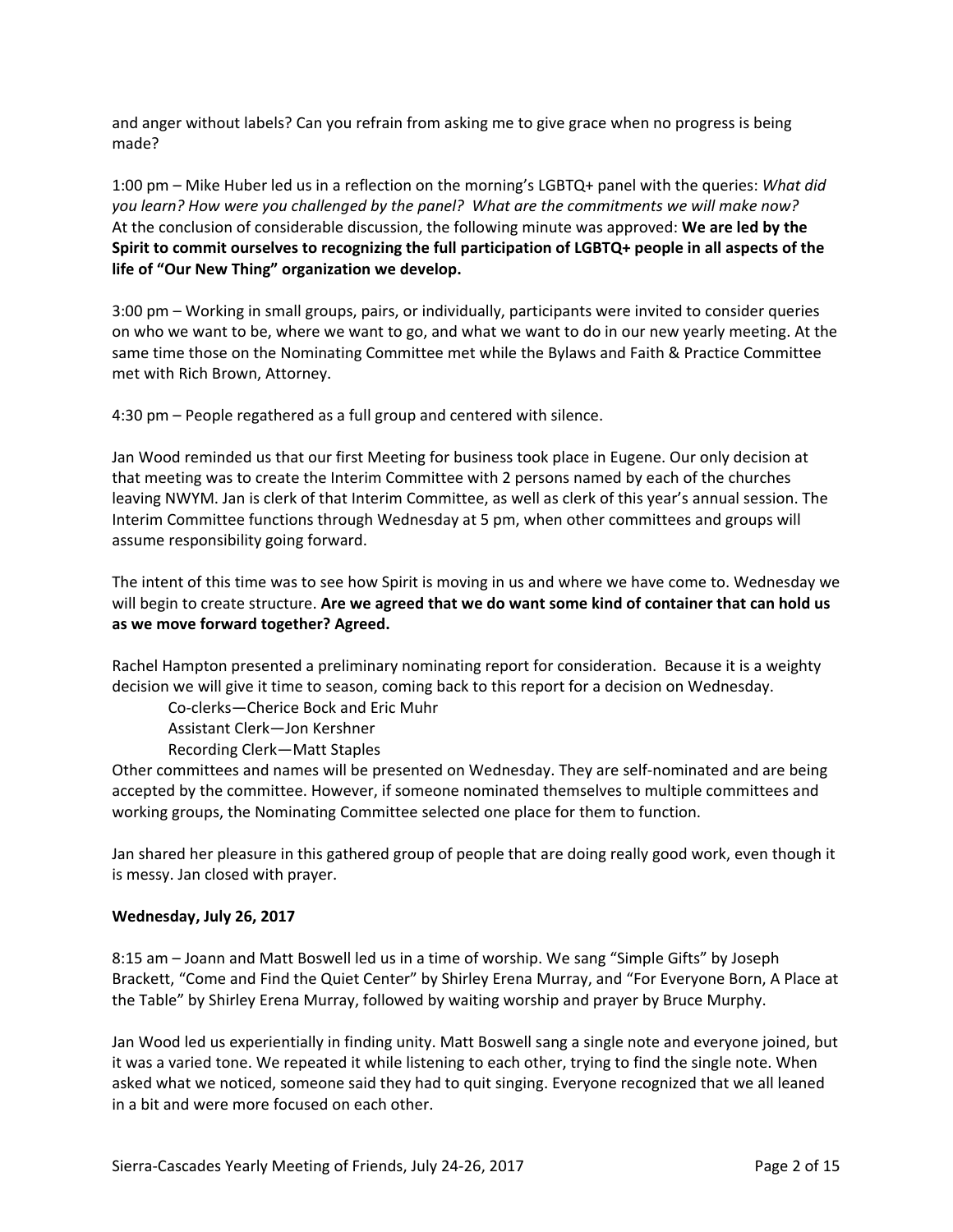and anger without labels? Can you refrain from asking me to give grace when no progress is being made?

1:00 pm – Mike Huber led us in a reflection on the morning's LGBTQ+ panel with the queries: *What did you learn? How were you challenged by the panel? What are the commitments we will make now?* At the conclusion of considerable discussion, the following minute was approved: **We are led by the Spirit to commit ourselves to recognizing the full participation of LGBTQ+ people in all aspects of the life of "Our New Thing" organization we develop.**

3:00 pm – Working in small groups, pairs, or individually, participants were invited to consider queries on who we want to be, where we want to go, and what we want to do in our new yearly meeting. At the same time those on the Nominating Committee met while the Bylaws and Faith & Practice Committee met with Rich Brown, Attorney.

4:30 pm – People regathered as a full group and centered with silence.

Jan Wood reminded us that our first Meeting for business took place in Eugene. Our only decision at that meeting was to create the Interim Committee with 2 persons named by each of the churches leaving NWYM. Jan is clerk of that Interim Committee, as well as clerk of this year's annual session. The Interim Committee functions through Wednesday at 5 pm, when other committees and groups will assume responsibility going forward.

The intent of this time was to see how Spirit is moving in us and where we have come to. Wednesday we will begin to create structure. **Are we agreed that we do want some kind of container that can hold us as we move forward together? Agreed.**

Rachel Hampton presented a preliminary nominating report for consideration. Because it is a weighty decision we will give it time to season, coming back to this report for a decision on Wednesday.

Co-clerks—Cherice Bock and Eric Muhr
Assistant Clerk—Jon Kershner
Recording Clerk—Matt Staples

Other committees and names will be presented on Wednesday. They are self-nominated and are being accepted by the committee. However, if someone nominated themselves to multiple committees and working groups, the Nominating Committee selected one place for them to function.

Jan shared her pleasure in this gathered group of people that are doing really good work, even though it is messy. Jan closed with prayer.

**Wednesday, July 26, 2017**

8:15 am – Joann and Matt Boswell led us in a time of worship. We sang "Simple Gifts" by Joseph Brackett, "Come and Find the Quiet Center" by Shirley Erena Murray, and "For Everyone Born, A Place at the Table" by Shirley Erena Murray, followed by waiting worship and prayer by Bruce Murphy.

Jan Wood led us experientially in finding unity. Matt Boswell sang a single note and everyone joined, but it was a varied tone. We repeated it while listening to each other, trying to find the single note. When asked what we noticed, someone said they had to quit singing. Everyone recognized that we all leaned in a bit and were more focused on each other.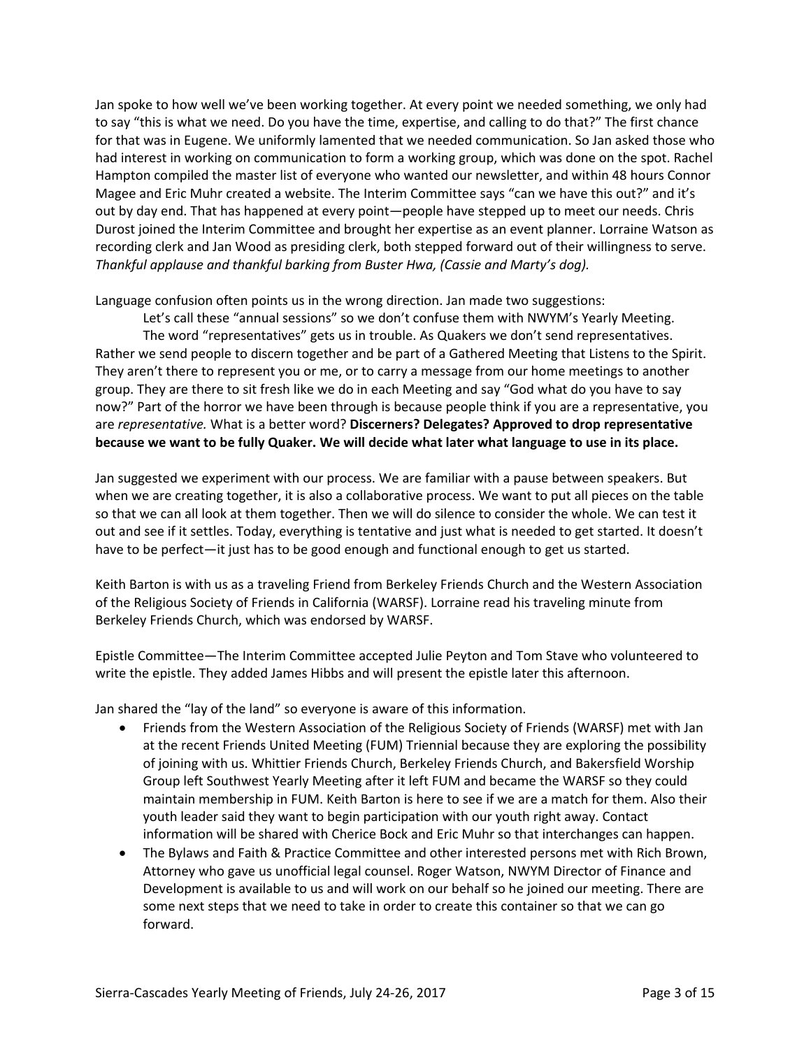Jan spoke to how well we've been working together. At every point we needed something, we only had to say "this is what we need. Do you have the time, expertise, and calling to do that?" The first chance for that was in Eugene. We uniformly lamented that we needed communication. So Jan asked those who had interest in working on communication to form a working group, which was done on the spot. Rachel Hampton compiled the master list of everyone who wanted our newsletter, and within 48 hours Connor Magee and Eric Muhr created a website. The Interim Committee says "can we have this out?" and it's out by day end. That has happened at every point—people have stepped up to meet our needs. Chris Durost joined the Interim Committee and brought her expertise as an event planner. Lorraine Watson as recording clerk and Jan Wood as presiding clerk, both stepped forward out of their willingness to serve. *Thankful applause and thankful barking from Buster Hwa, (Cassie and Marty's dog).*

Language confusion often points us in the wrong direction. Jan made two suggestions:

Let's call these "annual sessions" so we don't confuse them with NWYM's Yearly Meeting.

The word "representatives" gets us in trouble. As Quakers we don't send representatives. Rather we send people to discern together and be part of a Gathered Meeting that Listens to the Spirit. They aren't there to represent you or me, or to carry a message from our home meetings to another group. They are there to sit fresh like we do in each Meeting and say "God what do you have to say now?" Part of the horror we have been through is because people think if you are a representative, you are *representative.* What is a better word? **Discerners? Delegates? Approved to drop representative because we want to be fully Quaker. We will decide what later what language to use in its place.**

Jan suggested we experiment with our process. We are familiar with a pause between speakers. But when we are creating together, it is also a collaborative process. We want to put all pieces on the table so that we can all look at them together. Then we will do silence to consider the whole. We can test it out and see if it settles. Today, everything is tentative and just what is needed to get started. It doesn't have to be perfect—it just has to be good enough and functional enough to get us started.

Keith Barton is with us as a traveling Friend from Berkeley Friends Church and the Western Association of the Religious Society of Friends in California (WARSF). Lorraine read his traveling minute from Berkeley Friends Church, which was endorsed by WARSF.

Epistle Committee—The Interim Committee accepted Julie Peyton and Tom Stave who volunteered to write the epistle. They added James Hibbs and will present the epistle later this afternoon.

Jan shared the "lay of the land" so everyone is aware of this information.

- Friends from the Western Association of the Religious Society of Friends (WARSF) met with Jan at the recent Friends United Meeting (FUM) Triennial because they are exploring the possibility of joining with us. Whittier Friends Church, Berkeley Friends Church, and Bakersfield Worship Group left Southwest Yearly Meeting after it left FUM and became the WARSF so they could maintain membership in FUM. Keith Barton is here to see if we are a match for them. Also their youth leader said they want to begin participation with our youth right away. Contact information will be shared with Cherice Bock and Eric Muhr so that interchanges can happen.
- The Bylaws and Faith & Practice Committee and other interested persons met with Rich Brown, Attorney who gave us unofficial legal counsel. Roger Watson, NWYM Director of Finance and Development is available to us and will work on our behalf so he joined our meeting. There are some next steps that we need to take in order to create this container so that we can go forward.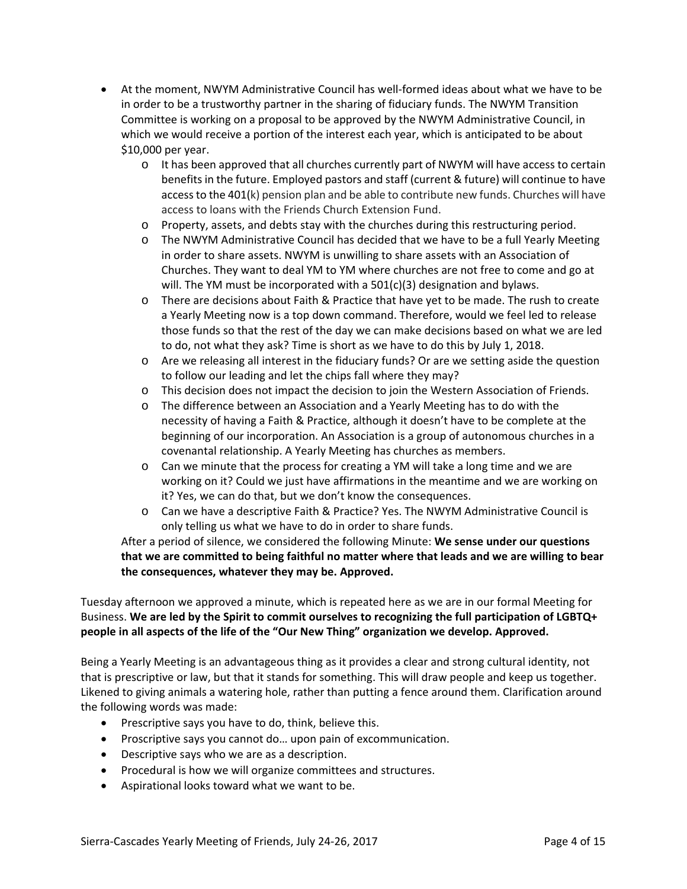- At the moment, NWYM Administrative Council has well-formed ideas about what we have to be in order to be a trustworthy partner in the sharing of fiduciary funds. The NWYM Transition Committee is working on a proposal to be approved by the NWYM Administrative Council, in which we would receive a portion of the interest each year, which is anticipated to be about $10,000 per year.
    - It has been approved that all churches currently part of NWYM will have access to certain benefits in the future. Employed pastors and staff (current & future) will continue to have access to the 401(k) pension plan and be able to contribute new funds. Churches will have access to loans with the Friends Church Extension Fund.
    - Property, assets, and debts stay with the churches during this restructuring period.
    - The NWYM Administrative Council has decided that we have to be a full Yearly Meeting in order to share assets. NWYM is unwilling to share assets with an Association of Churches. They want to deal YM to YM where churches are not free to come and go at will. The YM must be incorporated with a 501(c)(3) designation and bylaws.
    - There are decisions about Faith & Practice that have yet to be made. The rush to create a Yearly Meeting now is a top down command. Therefore, would we feel led to release those funds so that the rest of the day we can make decisions based on what we are led to do, not what they ask? Time is short as we have to do this by July 1, 2018.
    - Are we releasing all interest in the fiduciary funds? Or are we setting aside the question to follow our leading and let the chips fall where they may?
    - This decision does not impact the decision to join the Western Association of Friends.
    - The difference between an Association and a Yearly Meeting has to do with the necessity of having a Faith & Practice, although it doesn't have to be complete at the beginning of our incorporation. An Association is a group of autonomous churches in a covenantal relationship. A Yearly Meeting has churches as members.
    - Can we minute that the process for creating a YM will take a long time and we are working on it? Could we just have affirmations in the meantime and we are working on it? Yes, we can do that, but we don't know the consequences.
    - Can we have a descriptive Faith & Practice? Yes. The NWYM Administrative Council is only telling us what we have to do in order to share funds.

  After a period of silence, we considered the following Minute: **We sense under our questions that we are committed to being faithful no matter where that leads and we are willing to bear the consequences, whatever they may be. Approved.**

Tuesday afternoon we approved a minute, which is repeated here as we are in our formal Meeting for Business. **We are led by the Spirit to commit ourselves to recognizing the full participation of LGBTQ+ people in all aspects of the life of the "Our New Thing" organization we develop. Approved.**

Being a Yearly Meeting is an advantageous thing as it provides a clear and strong cultural identity, not that is prescriptive or law, but that it stands for something. This will draw people and keep us together. Likened to giving animals a watering hole, rather than putting a fence around them. Clarification around the following words was made:

- Prescriptive says you have to do, think, believe this.
- Proscriptive says you cannot do… upon pain of excommunication.
- Descriptive says who we are as a description.
- Procedural is how we will organize committees and structures.
- Aspirational looks toward what we want to be.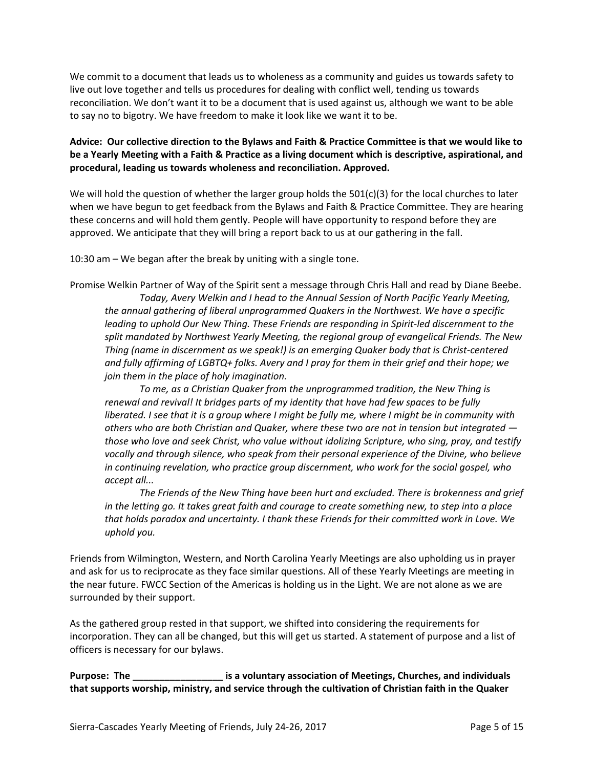We commit to a document that leads us to wholeness as a community and guides us towards safety to live out love together and tells us procedures for dealing with conflict well, tending us towards reconciliation. We don't want it to be a document that is used against us, although we want to be able to say no to bigotry. We have freedom to make it look like we want it to be.

**Advice: Our collective direction to the Bylaws and Faith & Practice Committee is that we would like to be a Yearly Meeting with a Faith & Practice as a living document which is descriptive, aspirational, and procedural, leading us towards wholeness and reconciliation. Approved.**

We will hold the question of whether the larger group holds the 501(c)(3) for the local churches to later when we have begun to get feedback from the Bylaws and Faith & Practice Committee. They are hearing these concerns and will hold them gently. People will have opportunity to respond before they are approved. We anticipate that they will bring a report back to us at our gathering in the fall.

10:30 am – We began after the break by uniting with a single tone.

Promise Welkin Partner of Way of the Spirit sent a message through Chris Hall and read by Diane Beebe.

> *Today, Avery Welkin and I head to the Annual Session of North Pacific Yearly Meeting, the annual gathering of liberal unprogrammed Quakers in the Northwest. We have a specific leading to uphold Our New Thing. These Friends are responding in Spirit-led discernment to the split mandated by Northwest Yearly Meeting, the regional group of evangelical Friends. The New Thing (name in discernment as we speak!) is an emerging Quaker body that is Christ-centered and fully affirming of LGBTQ+ folks. Avery and I pray for them in their grief and their hope; we join them in the place of holy imagination.*
>
> *To me, as a Christian Quaker from the unprogrammed tradition, the New Thing is renewal and revival! It bridges parts of my identity that have had few spaces to be fully liberated. I see that it is a group where I might be fully me, where I might be in community with others who are both Christian and Quaker, where these two are not in tension but integrated — those who love and seek Christ, who value without idolizing Scripture, who sing, pray, and testify vocally and through silence, who speak from their personal experience of the Divine, who believe in continuing revelation, who practice group discernment, who work for the social gospel, who accept all...*
>
> *The Friends of the New Thing have been hurt and excluded. There is brokenness and grief in the letting go. It takes great faith and courage to create something new, to step into a place that holds paradox and uncertainty. I thank these Friends for their committed work in Love. We uphold you.*

Friends from Wilmington, Western, and North Carolina Yearly Meetings are also upholding us in prayer and ask for us to reciprocate as they face similar questions. All of these Yearly Meetings are meeting in the near future. FWCC Section of the Americas is holding us in the Light. We are not alone as we are surrounded by their support.

As the gathered group rested in that support, we shifted into considering the requirements for incorporation. They can all be changed, but this will get us started. A statement of purpose and a list of officers is necessary for our bylaws.

**Purpose: The _________________ is a voluntary association of Meetings, Churches, and individuals that supports worship, ministry, and service through the cultivation of Christian faith in the Quaker**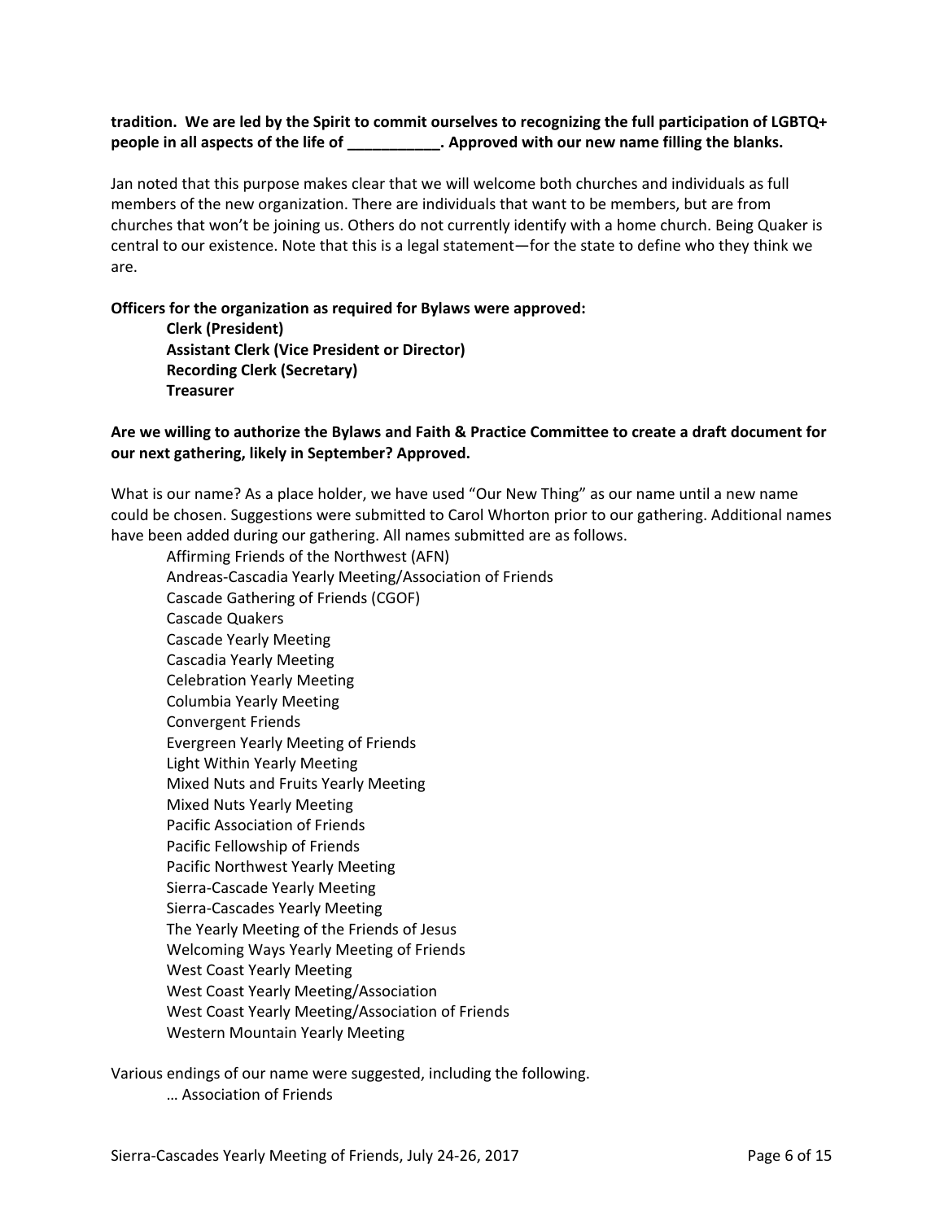**tradition. We are led by the Spirit to commit ourselves to recognizing the full participation of LGBTQ+ people in all aspects of the life of ___________. Approved with our new name filling the blanks.**

Jan noted that this purpose makes clear that we will welcome both churches and individuals as full members of the new organization. There are individuals that want to be members, but are from churches that won't be joining us. Others do not currently identify with a home church. Being Quaker is central to our existence. Note that this is a legal statement—for the state to define who they think we are.

**Officers for the organization as required for Bylaws were approved:**

> **Clerk (President)**
> **Assistant Clerk (Vice President or Director)**
> **Recording Clerk (Secretary)**
> **Treasurer**

**Are we willing to authorize the Bylaws and Faith & Practice Committee to create a draft document for our next gathering, likely in September? Approved.**

What is our name? As a place holder, we have used "Our New Thing" as our name until a new name could be chosen. Suggestions were submitted to Carol Whorton prior to our gathering. Additional names have been added during our gathering. All names submitted are as follows.

- Affirming Friends of the Northwest (AFN)
- Andreas-Cascadia Yearly Meeting/Association of Friends
- Cascade Gathering of Friends (CGOF)
- Cascade Quakers
- Cascade Yearly Meeting
- Cascadia Yearly Meeting
- Celebration Yearly Meeting
- Columbia Yearly Meeting
- Convergent Friends
- Evergreen Yearly Meeting of Friends
- Light Within Yearly Meeting
- Mixed Nuts and Fruits Yearly Meeting
- Mixed Nuts Yearly Meeting
- Pacific Association of Friends
- Pacific Fellowship of Friends
- Pacific Northwest Yearly Meeting
- Sierra-Cascade Yearly Meeting
- Sierra-Cascades Yearly Meeting
- The Yearly Meeting of the Friends of Jesus
- Welcoming Ways Yearly Meeting of Friends
- West Coast Yearly Meeting
- West Coast Yearly Meeting/Association
- West Coast Yearly Meeting/Association of Friends
- Western Mountain Yearly Meeting

Various endings of our name were suggested, including the following.

- … Association of Friends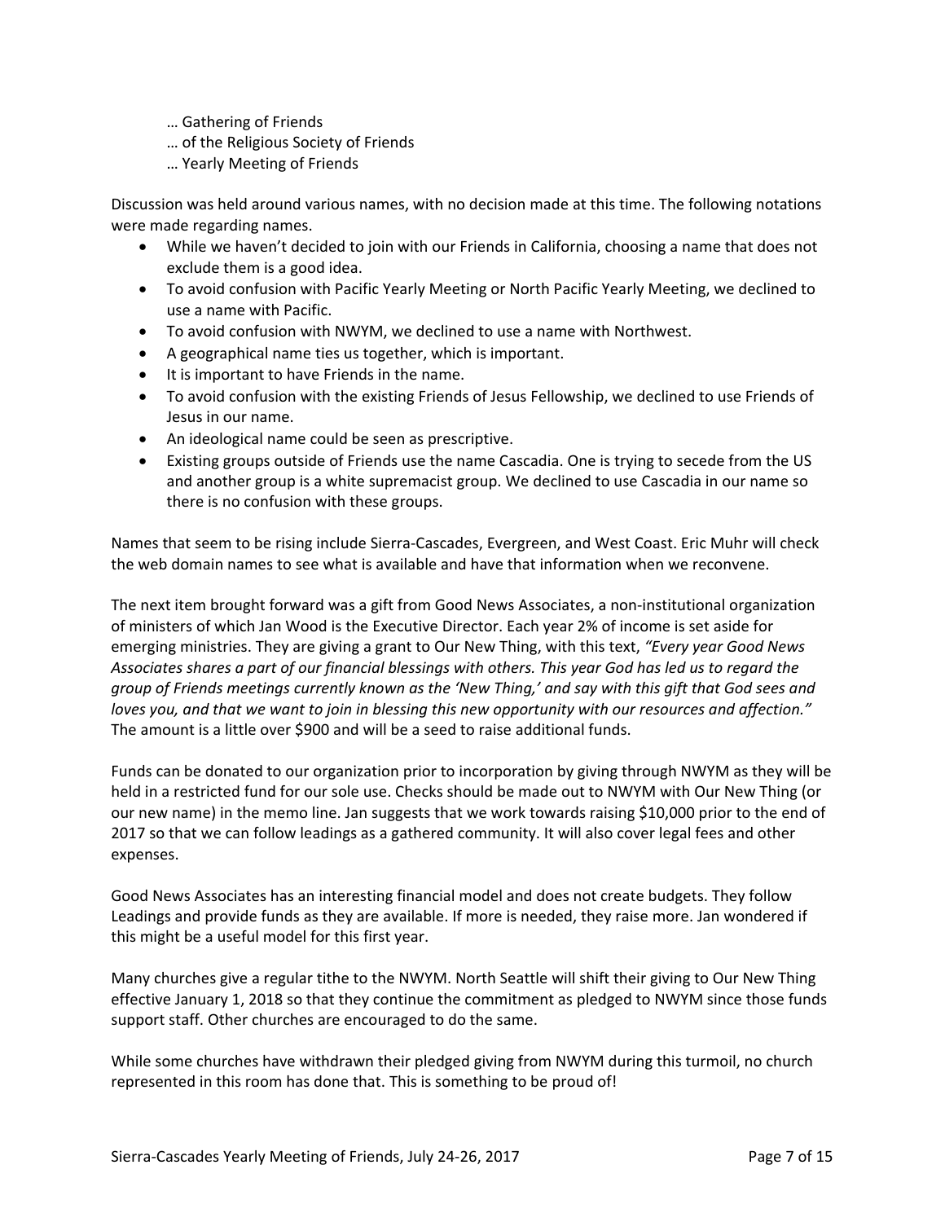… Gathering of Friends
… of the Religious Society of Friends
… Yearly Meeting of Friends

Discussion was held around various names, with no decision made at this time. The following notations were made regarding names.

- While we haven't decided to join with our Friends in California, choosing a name that does not exclude them is a good idea.
- To avoid confusion with Pacific Yearly Meeting or North Pacific Yearly Meeting, we declined to use a name with Pacific.
- To avoid confusion with NWYM, we declined to use a name with Northwest.
- A geographical name ties us together, which is important.
- It is important to have Friends in the name.
- To avoid confusion with the existing Friends of Jesus Fellowship, we declined to use Friends of Jesus in our name.
- An ideological name could be seen as prescriptive.
- Existing groups outside of Friends use the name Cascadia. One is trying to secede from the US and another group is a white supremacist group. We declined to use Cascadia in our name so there is no confusion with these groups.

Names that seem to be rising include Sierra-Cascades, Evergreen, and West Coast. Eric Muhr will check the web domain names to see what is available and have that information when we reconvene.

The next item brought forward was a gift from Good News Associates, a non-institutional organization of ministers of which Jan Wood is the Executive Director. Each year 2% of income is set aside for emerging ministries. They are giving a grant to Our New Thing, with this text, *"Every year Good News Associates shares a part of our financial blessings with others. This year God has led us to regard the group of Friends meetings currently known as the 'New Thing,' and say with this gift that God sees and loves you, and that we want to join in blessing this new opportunity with our resources and affection."* The amount is a little over $900 and will be a seed to raise additional funds.

Funds can be donated to our organization prior to incorporation by giving through NWYM as they will be held in a restricted fund for our sole use. Checks should be made out to NWYM with Our New Thing (or our new name) in the memo line. Jan suggests that we work towards raising $10,000 prior to the end of 2017 so that we can follow leadings as a gathered community. It will also cover legal fees and other expenses.

Good News Associates has an interesting financial model and does not create budgets. They follow Leadings and provide funds as they are available. If more is needed, they raise more. Jan wondered if this might be a useful model for this first year.

Many churches give a regular tithe to the NWYM. North Seattle will shift their giving to Our New Thing effective January 1, 2018 so that they continue the commitment as pledged to NWYM since those funds support staff. Other churches are encouraged to do the same.

While some churches have withdrawn their pledged giving from NWYM during this turmoil, no church represented in this room has done that. This is something to be proud of!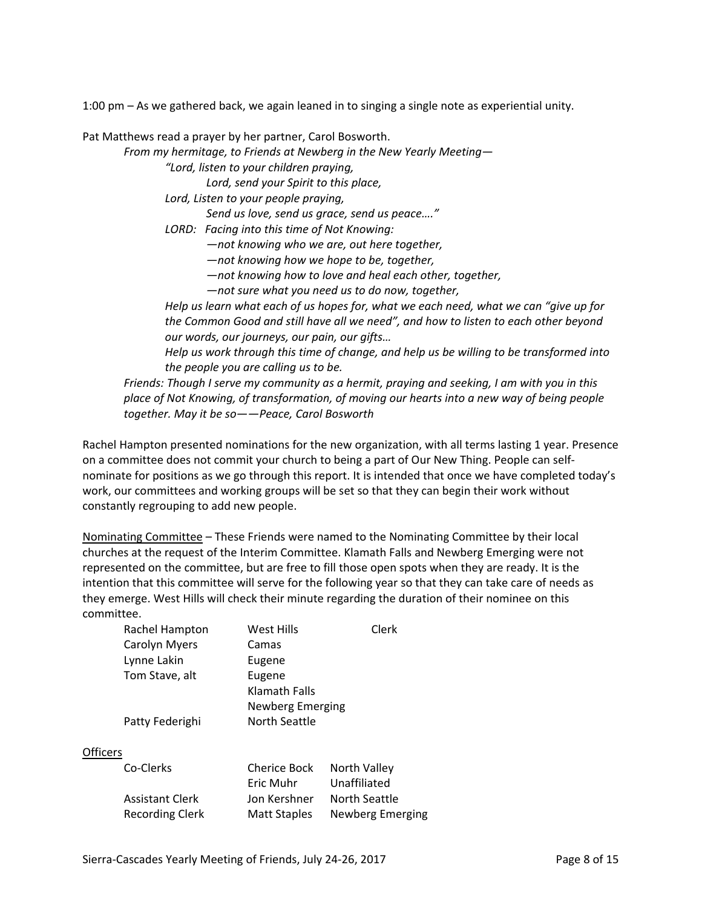1:00 pm – As we gathered back, we again leaned in to singing a single note as experiential unity.

Pat Matthews read a prayer by her partner, Carol Bosworth.

> *From my hermitage, to Friends at Newberg in the New Yearly Meeting—*
>
> > *"Lord, listen to your children praying,*
> > *Lord, send your Spirit to this place,*
> > *Lord, Listen to your people praying,*
> > *Send us love, send us grace, send us peace…."*
> >
> > *LORD: Facing into this time of Not Knowing:*
> > *—not knowing who we are, out here together,*
> > *—not knowing how we hope to be, together,*
> > *—not knowing how to love and heal each other, together,*
> > *—not sure what you need us to do now, together,*
> >
> > *Help us learn what each of us hopes for, what we each need, what we can "give up for the Common Good and still have all we need", and how to listen to each other beyond our words, our journeys, our pain, our gifts…*
> >
> > *Help us work through this time of change, and help us be willing to be transformed into the people you are calling us to be.*
>
> *Friends: Though I serve my community as a hermit, praying and seeking, I am with you in this place of Not Knowing, of transformation, of moving our hearts into a new way of being people together. May it be so——Peace, Carol Bosworth*

Rachel Hampton presented nominations for the new organization, with all terms lasting 1 year. Presence on a committee does not commit your church to being a part of Our New Thing. People can self-nominate for positions as we go through this report. It is intended that once we have completed today's work, our committees and working groups will be set so that they can begin their work without constantly regrouping to add new people.

<u>Nominating Committee</u> – These Friends were named to the Nominating Committee by their local churches at the request of the Interim Committee. Klamath Falls and Newberg Emerging were not represented on the committee, but are free to fill those open spots when they are ready. It is the intention that this committee will serve for the following year so that they can take care of needs as they emerge. West Hills will check their minute regarding the duration of their nominee on this committee.

| | | |
|---|---|---|
| Rachel Hampton | West Hills | Clerk |
| Carolyn Myers | Camas | |
| Lynne Lakin | Eugene | |
| Tom Stave, alt | Eugene | |
| | Klamath Falls | |
| | Newberg Emerging | |
| Patty Federighi | North Seattle | |

<u>Officers</u>

| | | |
|---|---|---|
| Co-Clerks | Cherice Bock | North Valley |
| | Eric Muhr | Unaffiliated |
| Assistant Clerk | Jon Kershner | North Seattle |
| Recording Clerk | Matt Staples | Newberg Emerging |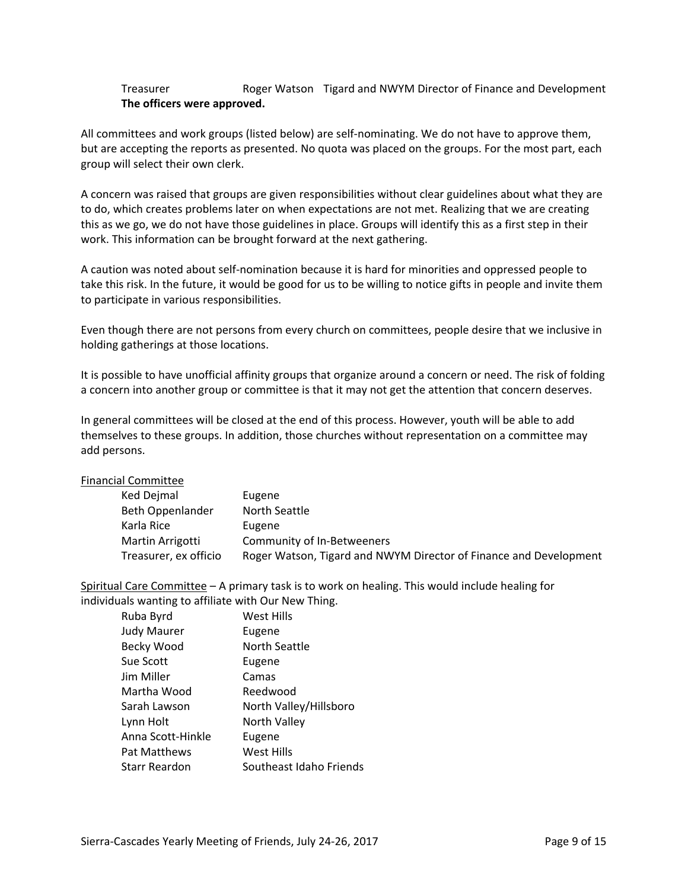| | |
|---|---|
| Treasurer | Roger Watson Tigard and NWYM Director of Finance and Development |

**The officers were approved.**

All committees and work groups (listed below) are self-nominating. We do not have to approve them, but are accepting the reports as presented. No quota was placed on the groups. For the most part, each group will select their own clerk.

A concern was raised that groups are given responsibilities without clear guidelines about what they are to do, which creates problems later on when expectations are not met. Realizing that we are creating this as we go, we do not have those guidelines in place. Groups will identify this as a first step in their work. This information can be brought forward at the next gathering.

A caution was noted about self-nomination because it is hard for minorities and oppressed people to take this risk. In the future, it would be good for us to be willing to notice gifts in people and invite them to participate in various responsibilities.

Even though there are not persons from every church on committees, people desire that we inclusive in holding gatherings at those locations.

It is possible to have unofficial affinity groups that organize around a concern or need. The risk of folding a concern into another group or committee is that it may not get the attention that concern deserves.

In general committees will be closed at the end of this process. However, youth will be able to add themselves to these groups. In addition, those churches without representation on a committee may add persons.

Financial Committee

| | |
|---|---|
| Ked Dejmal | Eugene |
| Beth Oppenlander | North Seattle |
| Karla Rice | Eugene |
| Martin Arrigotti | Community of In-Betweeners |
| Treasurer, ex officio | Roger Watson, Tigard and NWYM Director of Finance and Development |

Spiritual Care Committee – A primary task is to work on healing. This would include healing for individuals wanting to affiliate with Our New Thing.

| | |
|---|---|
| Ruba Byrd | West Hills |
| Judy Maurer | Eugene |
| Becky Wood | North Seattle |
| Sue Scott | Eugene |
| Jim Miller | Camas |
| Martha Wood | Reedwood |
| Sarah Lawson | North Valley/Hillsboro |
| Lynn Holt | North Valley |
| Anna Scott-Hinkle | Eugene |
| Pat Matthews | West Hills |
| Starr Reardon | Southeast Idaho Friends |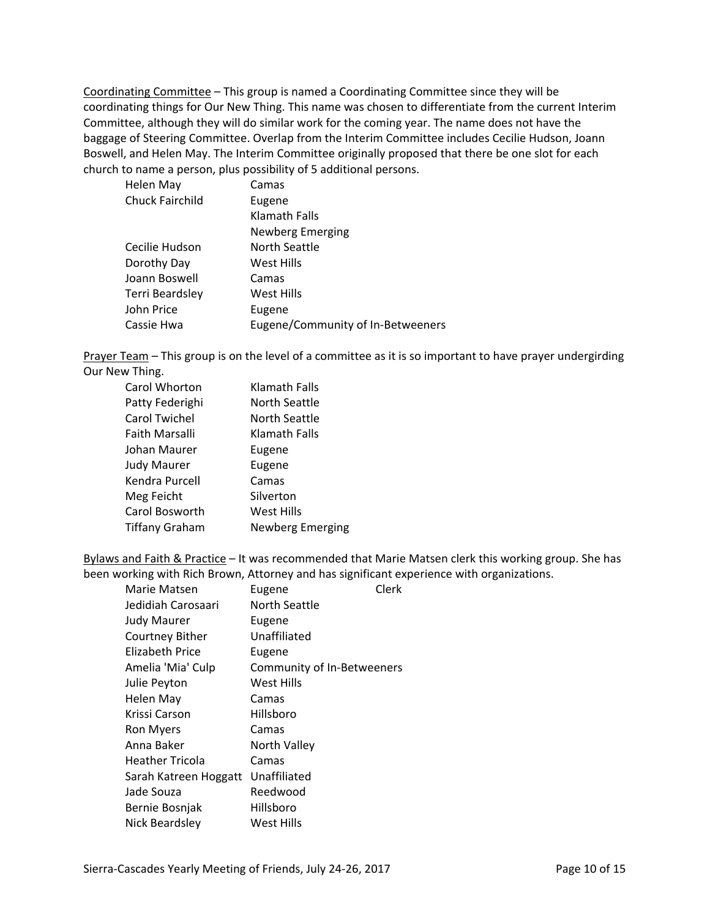Coordinating Committee – This group is named a Coordinating Committee since they will be coordinating things for Our New Thing. This name was chosen to differentiate from the current Interim Committee, although they will do similar work for the coming year. The name does not have the baggage of Steering Committee. Overlap from the Interim Committee includes Cecilie Hudson, Joann Boswell, and Helen May. The Interim Committee originally proposed that there be one slot for each church to name a person, plus possibility of 5 additional persons.

| | |
|---|---|
| Helen May | Camas |
| Chuck Fairchild | Eugene |
| | Klamath Falls |
| | Newberg Emerging |
| Cecilie Hudson | North Seattle |
| Dorothy Day | West Hills |
| Joann Boswell | Camas |
| Terri Beardsley | West Hills |
| John Price | Eugene |
| Cassie Hwa | Eugene/Community of In-Betweeners |

Prayer Team – This group is on the level of a committee as it is so important to have prayer undergirding Our New Thing.

| | |
|---|---|
| Carol Whorton | Klamath Falls |
| Patty Federighi | North Seattle |
| Carol Twichel | North Seattle |
| Faith Marsalli | Klamath Falls |
| Johan Maurer | Eugene |
| Judy Maurer | Eugene |
| Kendra Purcell | Camas |
| Meg Feicht | Silverton |
| Carol Bosworth | West Hills |
| Tiffany Graham | Newberg Emerging |

Bylaws and Faith & Practice – It was recommended that Marie Matsen clerk this working group. She has been working with Rich Brown, Attorney and has significant experience with organizations.

| | | |
|---|---|---|
| Marie Matsen | Eugene | Clerk |
| Jedidiah Carosaari | North Seattle | |
| Judy Maurer | Eugene | |
| Courtney Bither | Unaffiliated | |
| Elizabeth Price | Eugene | |
| Amelia 'Mia' Culp | Community of In-Betweeners | |
| Julie Peyton | West Hills | |
| Helen May | Camas | |
| Krissi Carson | Hillsboro | |
| Ron Myers | Camas | |
| Anna Baker | North Valley | |
| Heather Tricola | Camas | |
| Sarah Katreen Hoggatt | Unaffiliated | |
| Jade Souza | Reedwood | |
| Bernie Bosnjak | Hillsboro | |
| Nick Beardsley | West Hills | |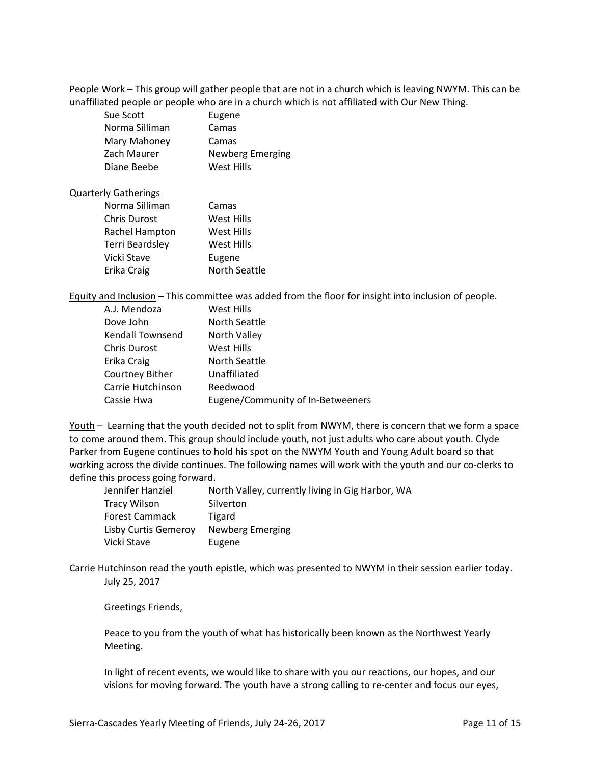<u>People Work</u> – This group will gather people that are not in a church which is leaving NWYM. This can be unaffiliated people or people who are in a church which is not affiliated with Our New Thing.

| | |
|---|---|
| Sue Scott | Eugene |
| Norma Silliman | Camas |
| Mary Mahoney | Camas |
| Zach Maurer | Newberg Emerging |
| Diane Beebe | West Hills |

<u>Quarterly Gatherings</u>

| | |
|---|---|
| Norma Silliman | Camas |
| Chris Durost | West Hills |
| Rachel Hampton | West Hills |
| Terri Beardsley | West Hills |
| Vicki Stave | Eugene |
| Erika Craig | North Seattle |

<u>Equity and Inclusion</u> – This committee was added from the floor for insight into inclusion of people.

| | |
|---|---|
| A.J. Mendoza | West Hills |
| Dove John | North Seattle |
| Kendall Townsend | North Valley |
| Chris Durost | West Hills |
| Erika Craig | North Seattle |
| Courtney Bither | Unaffiliated |
| Carrie Hutchinson | Reedwood |
| Cassie Hwa | Eugene/Community of In-Betweeners |

<u>Youth</u> – Learning that the youth decided not to split from NWYM, there is concern that we form a space to come around them. This group should include youth, not just adults who care about youth. Clyde Parker from Eugene continues to hold his spot on the NWYM Youth and Young Adult board so that working across the divide continues. The following names will work with the youth and our co-clerks to define this process going forward.

| | |
|---|---|
| Jennifer Hanziel | North Valley, currently living in Gig Harbor, WA |
| Tracy Wilson | Silverton |
| Forest Cammack | Tigard |
| Lisby Curtis Gemeroy | Newberg Emerging |
| Vicki Stave | Eugene |

Carrie Hutchinson read the youth epistle, which was presented to NWYM in their session earlier today.

> July 25, 2017
>
> Greetings Friends,
>
> Peace to you from the youth of what has historically been known as the Northwest Yearly Meeting.
>
> In light of recent events, we would like to share with you our reactions, our hopes, and our visions for moving forward. The youth have a strong calling to re-center and focus our eyes,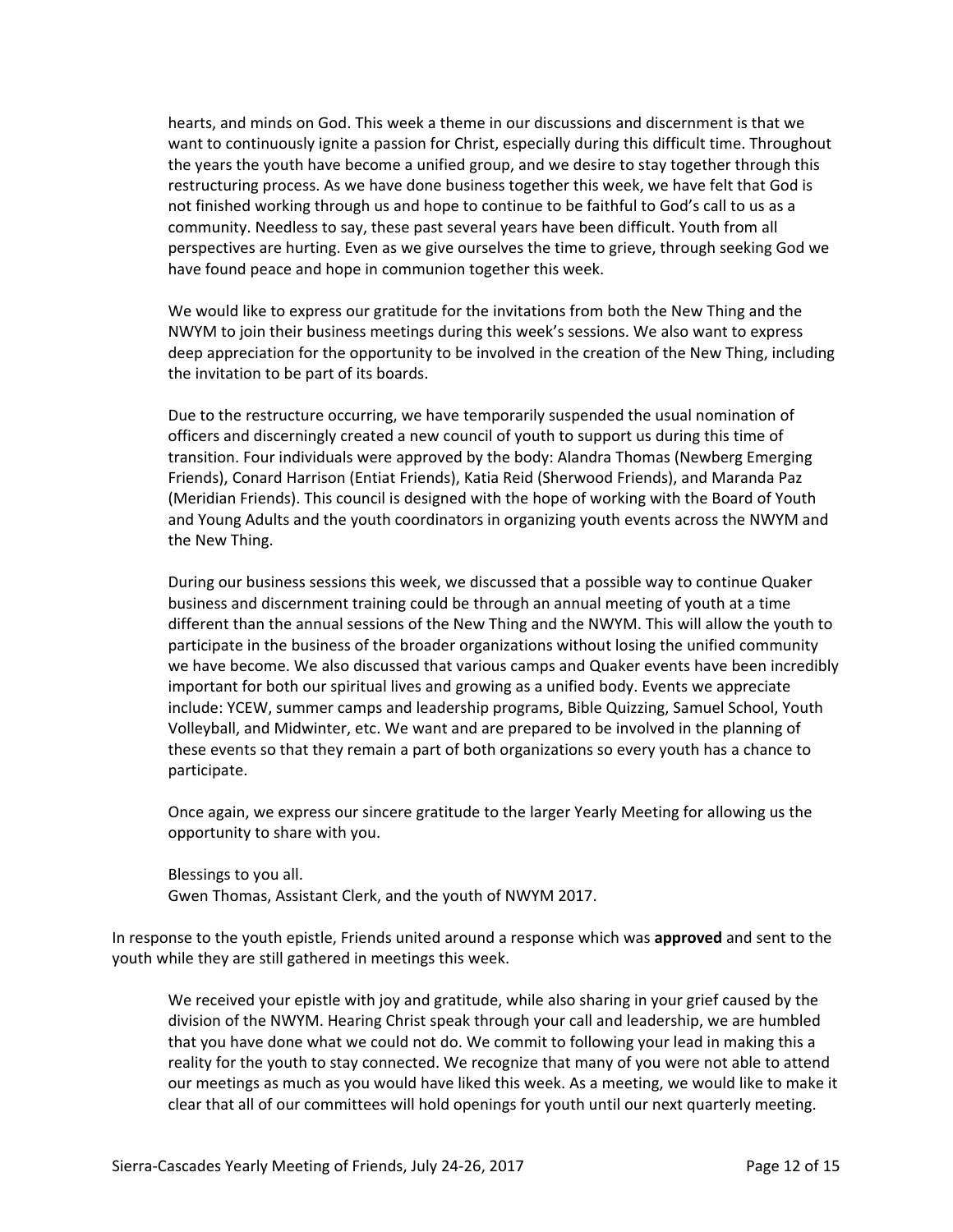hearts, and minds on God. This week a theme in our discussions and discernment is that we want to continuously ignite a passion for Christ, especially during this difficult time. Throughout the years the youth have become a unified group, and we desire to stay together through this restructuring process. As we have done business together this week, we have felt that God is not finished working through us and hope to continue to be faithful to God's call to us as a community. Needless to say, these past several years have been difficult. Youth from all perspectives are hurting. Even as we give ourselves the time to grieve, through seeking God we have found peace and hope in communion together this week.

We would like to express our gratitude for the invitations from both the New Thing and the NWYM to join their business meetings during this week's sessions. We also want to express deep appreciation for the opportunity to be involved in the creation of the New Thing, including the invitation to be part of its boards.

Due to the restructure occurring, we have temporarily suspended the usual nomination of officers and disperningly created a new council of youth to support us during this time of transition. Four individuals were approved by the body: Alandra Thomas (Newberg Emerging Friends), Conard Harrison (Entiat Friends), Katia Reid (Sherwood Friends), and Maranda Paz (Meridian Friends). This council is designed with the hope of working with the Board of Youth and Young Adults and the youth coordinators in organizing youth events across the NWYM and the New Thing.

During our business sessions this week, we discussed that a possible way to continue Quaker business and discernment training could be through an annual meeting of youth at a time different than the annual sessions of the New Thing and the NWYM. This will allow the youth to participate in the business of the broader organizations without losing the unified community we have become. We also discussed that various camps and Quaker events have been incredibly important for both our spiritual lives and growing as a unified body. Events we appreciate include: YCEW, summer camps and leadership programs, Bible Quizzing, Samuel School, Youth Volleyball, and Midwinter, etc. We want and are prepared to be involved in the planning of these events so that they remain a part of both organizations so every youth has a chance to participate.

Once again, we express our sincere gratitude to the larger Yearly Meeting for allowing us the opportunity to share with you.

Blessings to you all.
Gwen Thomas, Assistant Clerk, and the youth of NWYM 2017.

In response to the youth epistle, Friends united around a response which was **approved** and sent to the youth while they are still gathered in meetings this week.

We received your epistle with joy and gratitude, while also sharing in your grief caused by the division of the NWYM. Hearing Christ speak through your call and leadership, we are humbled that you have done what we could not do. We commit to following your lead in making this a reality for the youth to stay connected. We recognize that many of you were not able to attend our meetings as much as you would have liked this week. As a meeting, we would like to make it clear that all of our committees will hold openings for youth until our next quarterly meeting.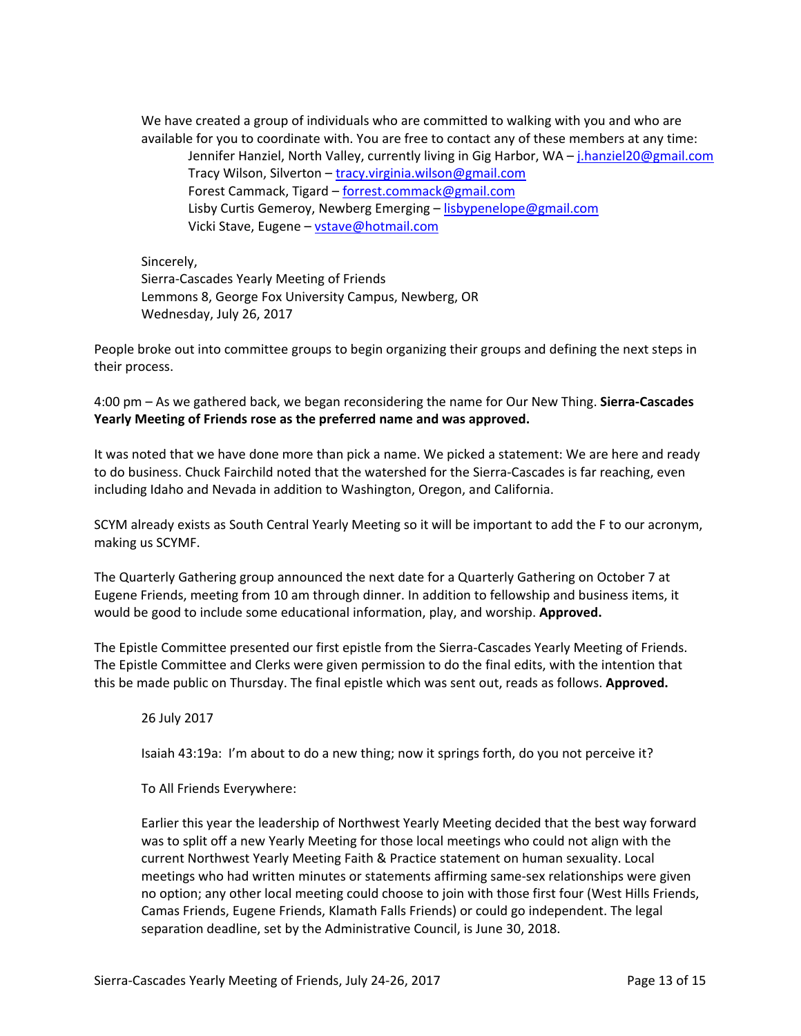We have created a group of individuals who are committed to walking with you and who are available for you to coordinate with. You are free to contact any of these members at any time:

Jennifer Hanziel, North Valley, currently living in Gig Harbor, WA – j.hanziel20@gmail.com
Tracy Wilson, Silverton – tracy.virginia.wilson@gmail.com
Forest Cammack, Tigard – forrest.commack@gmail.com
Lisby Curtis Gemeroy, Newberg Emerging – lisbypenelope@gmail.com
Vicki Stave, Eugene – vstave@hotmail.com

Sincerely,
Sierra-Cascades Yearly Meeting of Friends
Lemmons 8, George Fox University Campus, Newberg, OR
Wednesday, July 26, 2017

People broke out into committee groups to begin organizing their groups and defining the next steps in their process.

4:00 pm – As we gathered back, we began reconsidering the name for Our New Thing. **Sierra-Cascades Yearly Meeting of Friends rose as the preferred name and was approved.**

It was noted that we have done more than pick a name. We picked a statement: We are here and ready to do business. Chuck Fairchild noted that the watershed for the Sierra-Cascades is far reaching, even including Idaho and Nevada in addition to Washington, Oregon, and California.

SCYM already exists as South Central Yearly Meeting so it will be important to add the F to our acronym, making us SCYMF.

The Quarterly Gathering group announced the next date for a Quarterly Gathering on October 7 at Eugene Friends, meeting from 10 am through dinner. In addition to fellowship and business items, it would be good to include some educational information, play, and worship. **Approved.**

The Epistle Committee presented our first epistle from the Sierra-Cascades Yearly Meeting of Friends. The Epistle Committee and Clerks were given permission to do the final edits, with the intention that this be made public on Thursday. The final epistle which was sent out, reads as follows. **Approved.**

26 July 2017

Isaiah 43:19a: I'm about to do a new thing; now it springs forth, do you not perceive it?

To All Friends Everywhere:

Earlier this year the leadership of Northwest Yearly Meeting decided that the best way forward was to split off a new Yearly Meeting for those local meetings who could not align with the current Northwest Yearly Meeting Faith & Practice statement on human sexuality. Local meetings who had written minutes or statements affirming same-sex relationships were given no option; any other local meeting could choose to join with those first four (West Hills Friends, Camas Friends, Eugene Friends, Klamath Falls Friends) or could go independent. The legal separation deadline, set by the Administrative Council, is June 30, 2018.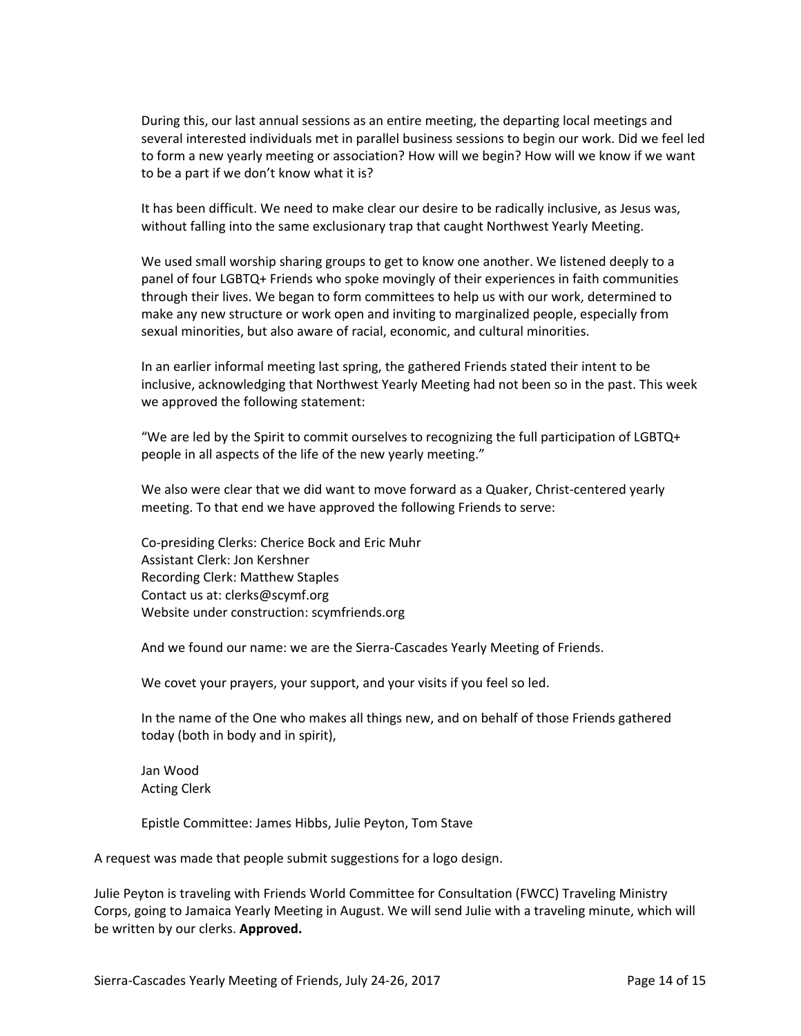During this, our last annual sessions as an entire meeting, the departing local meetings and several interested individuals met in parallel business sessions to begin our work. Did we feel led to form a new yearly meeting or association? How will we begin? How will we know if we want to be a part if we don't know what it is?

It has been difficult. We need to make clear our desire to be radically inclusive, as Jesus was, without falling into the same exclusionary trap that caught Northwest Yearly Meeting.

We used small worship sharing groups to get to know one another. We listened deeply to a panel of four LGBTQ+ Friends who spoke movingly of their experiences in faith communities through their lives. We began to form committees to help us with our work, determined to make any new structure or work open and inviting to marginalized people, especially from sexual minorities, but also aware of racial, economic, and cultural minorities.

In an earlier informal meeting last spring, the gathered Friends stated their intent to be inclusive, acknowledging that Northwest Yearly Meeting had not been so in the past. This week we approved the following statement:

"We are led by the Spirit to commit ourselves to recognizing the full participation of LGBTQ+ people in all aspects of the life of the new yearly meeting."

We also were clear that we did want to move forward as a Quaker, Christ-centered yearly meeting. To that end we have approved the following Friends to serve:

Co-presiding Clerks: Cherice Bock and Eric Muhr
Assistant Clerk: Jon Kershner
Recording Clerk: Matthew Staples
Contact us at: clerks@scymf.org
Website under construction: scymfriends.org

And we found our name: we are the Sierra-Cascades Yearly Meeting of Friends.

We covet your prayers, your support, and your visits if you feel so led.

In the name of the One who makes all things new, and on behalf of those Friends gathered today (both in body and in spirit),

Jan Wood
Acting Clerk

Epistle Committee: James Hibbs, Julie Peyton, Tom Stave

A request was made that people submit suggestions for a logo design.

Julie Peyton is traveling with Friends World Committee for Consultation (FWCC) Traveling Ministry Corps, going to Jamaica Yearly Meeting in August. We will send Julie with a traveling minute, which will be written by our clerks. **Approved.**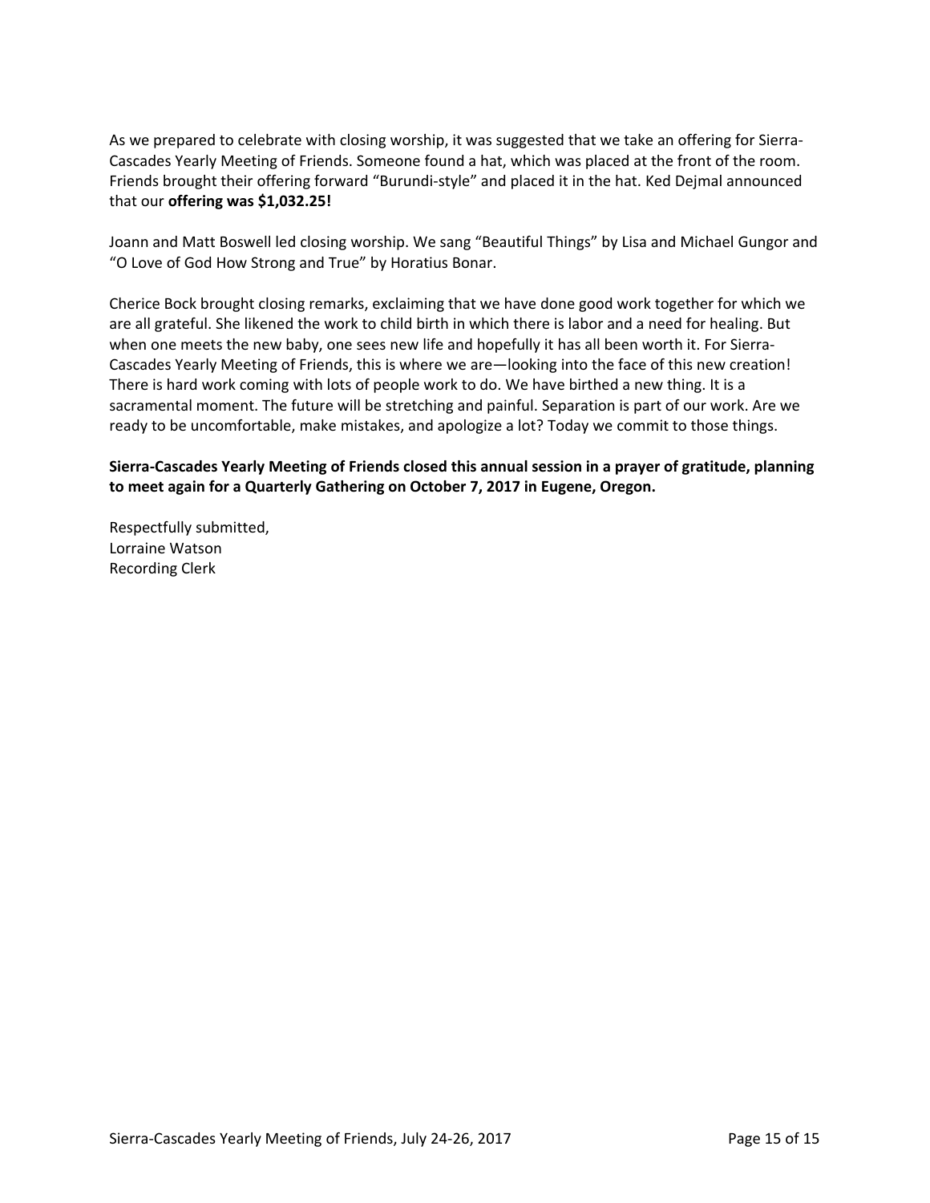As we prepared to celebrate with closing worship, it was suggested that we take an offering for Sierra-Cascades Yearly Meeting of Friends. Someone found a hat, which was placed at the front of the room. Friends brought their offering forward "Burundi-style" and placed it in the hat. Ked Dejmal announced that our **offering was $1,032.25!**

Joann and Matt Boswell led closing worship. We sang "Beautiful Things" by Lisa and Michael Gungor and "O Love of God How Strong and True" by Horatius Bonar.

Cherice Bock brought closing remarks, exclaiming that we have done good work together for which we are all grateful. She likened the work to child birth in which there is labor and a need for healing. But when one meets the new baby, one sees new life and hopefully it has all been worth it. For Sierra-Cascades Yearly Meeting of Friends, this is where we are—looking into the face of this new creation! There is hard work coming with lots of people work to do. We have birthed a new thing. It is a sacramental moment. The future will be stretching and painful. Separation is part of our work. Are we ready to be uncomfortable, make mistakes, and apologize a lot? Today we commit to those things.

**Sierra-Cascades Yearly Meeting of Friends closed this annual session in a prayer of gratitude, planning to meet again for a Quarterly Gathering on October 7, 2017 in Eugene, Oregon.**

Respectfully submitted,
Lorraine Watson
Recording Clerk